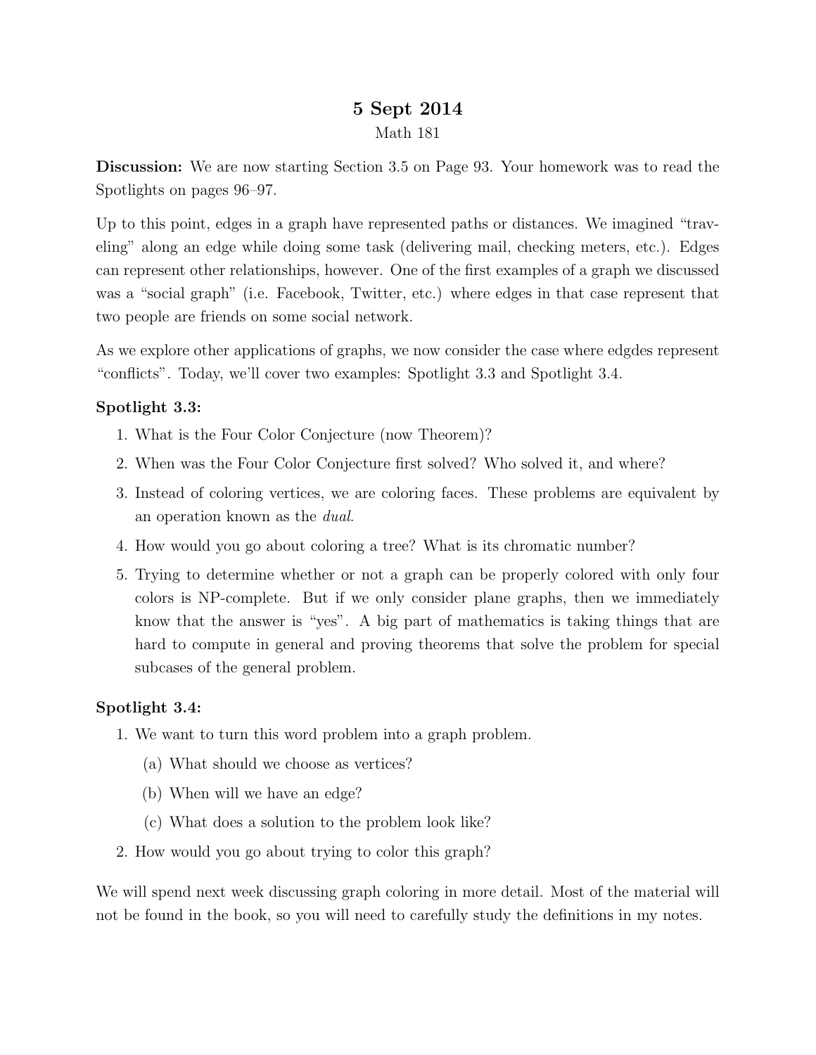# 5 Sept 2014

Math 181

**Discussion:** We are now starting Section 3.5 on Page 93. Your homework was to read the Spotlights on pages 96–97.

Up to this point, edges in a graph have represented paths or distances. We imagined "traveling" along an edge while doing some task (delivering mail, checking meters, etc.). Edges can represent other relationships, however. One of the first examples of a graph we discussed was a "social graph" (i.e. Facebook, Twitter, etc.) where edges in that case represent that two people are friends on some social network.

As we explore other applications of graphs, we now consider the case where edgdes represent "conflicts". Today, we'll cover two examples: Spotlight 3.3 and Spotlight 3.4.

**Spotlight 3.3:**

1. What is the Four Color Conjecture (now Theorem)?
2. When was the Four Color Conjecture first solved? Who solved it, and where?
3. Instead of coloring vertices, we are coloring faces. These problems are equivalent by an operation known as the *dual*.
4. How would you go about coloring a tree? What is its chromatic number?
5. Trying to determine whether or not a graph can be properly colored with only four colors is NP-complete. But if we only consider plane graphs, then we immediately know that the answer is "yes". A big part of mathematics is taking things that are hard to compute in general and proving theorems that solve the problem for special subcases of the general problem.

**Spotlight 3.4:**

1. We want to turn this word problem into a graph problem.
   (a) What should we choose as vertices?
   (b) When will we have an edge?
   (c) What does a solution to the problem look like?
2. How would you go about trying to color this graph?

We will spend next week discussing graph coloring in more detail. Most of the material will not be found in the book, so you will need to carefully study the definitions in my notes.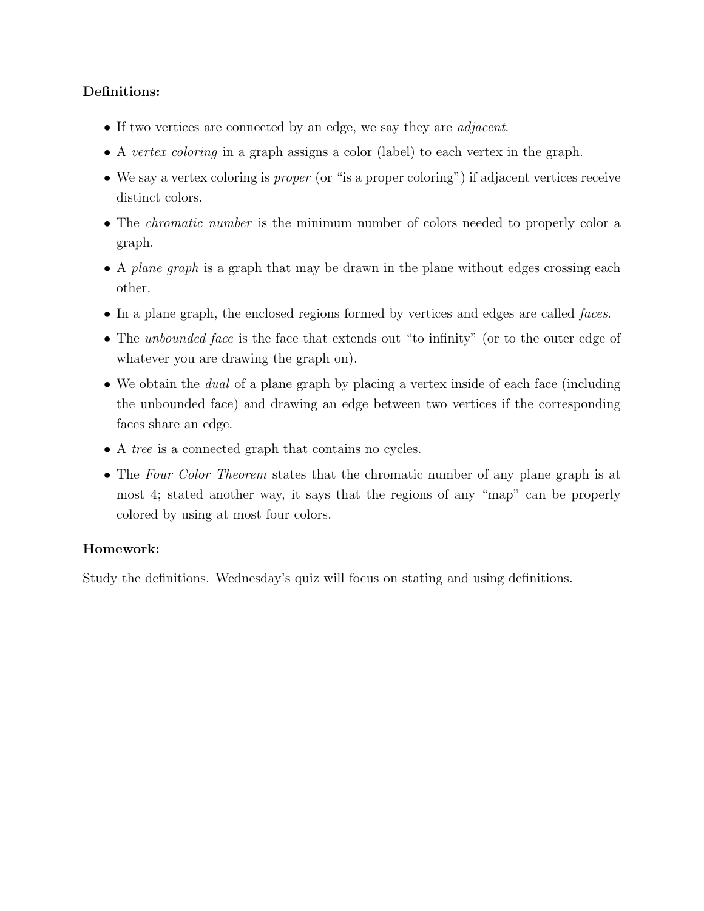**Definitions:**

- If two vertices are connected by an edge, we say they are *adjacent*.
- A *vertex coloring* in a graph assigns a color (label) to each vertex in the graph.
- We say a vertex coloring is *proper* (or "is a proper coloring") if adjacent vertices receive distinct colors.
- The *chromatic number* is the minimum number of colors needed to properly color a graph.
- A *plane graph* is a graph that may be drawn in the plane without edges crossing each other.
- In a plane graph, the enclosed regions formed by vertices and edges are called *faces*.
- The *unbounded face* is the face that extends out "to infinity" (or to the outer edge of whatever you are drawing the graph on).
- We obtain the *dual* of a plane graph by placing a vertex inside of each face (including the unbounded face) and drawing an edge between two vertices if the corresponding faces share an edge.
- A *tree* is a connected graph that contains no cycles.
- The *Four Color Theorem* states that the chromatic number of any plane graph is at most 4; stated another way, it says that the regions of any "map" can be properly colored by using at most four colors.

**Homework:**

Study the definitions. Wednesday's quiz will focus on stating and using definitions.